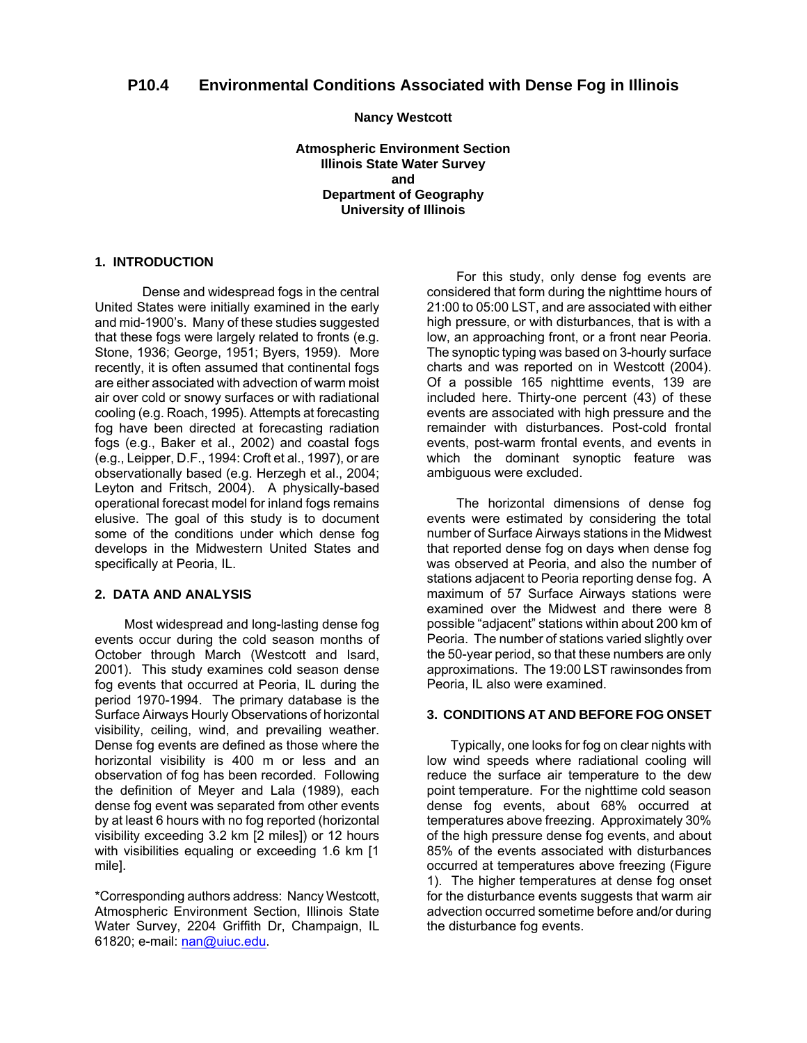# P10.4 Environmental Conditions Associated with Dense Fog in Illinois

**Nancy Westcott**

**Atmospheric Environment Section**
**Illinois State Water Survey**
**and**
**Department of Geography**
**University of Illinois**

## 1. INTRODUCTION

Dense and widespread fogs in the central United States were initially examined in the early and mid-1900's. Many of these studies suggested that these fogs were largely related to fronts (e.g. Stone, 1936; George, 1951; Byers, 1959). More recently, it is often assumed that continental fogs are either associated with advection of warm moist air over cold or snowy surfaces or with radiational cooling (e.g. Roach, 1995). Attempts at forecasting fog have been directed at forecasting radiation fogs (e.g., Baker et al., 2002) and coastal fogs (e.g., Leipper, D.F., 1994: Croft et al., 1997), or are observationally based (e.g. Herzegh et al., 2004; Leyton and Fritsch, 2004). A physically-based operational forecast model for inland fogs remains elusive. The goal of this study is to document some of the conditions under which dense fog develops in the Midwestern United States and specifically at Peoria, IL.

## 2. DATA AND ANALYSIS

Most widespread and long-lasting dense fog events occur during the cold season months of October through March (Westcott and Isard, 2001). This study examines cold season dense fog events that occurred at Peoria, IL during the period 1970-1994. The primary database is the Surface Airways Hourly Observations of horizontal visibility, ceiling, wind, and prevailing weather. Dense fog events are defined as those where the horizontal visibility is 400 m or less and an observation of fog has been recorded. Following the definition of Meyer and Lala (1989), each dense fog event was separated from other events by at least 6 hours with no fog reported (horizontal visibility exceeding 3.2 km [2 miles]) or 12 hours with visibilities equaling or exceeding 1.6 km [1 mile].

*Corresponding authors address: Nancy Westcott, Atmospheric Environment Section, Illinois State Water Survey, 2204 Griffith Dr, Champaign, IL 61820; e-mail: nan@uiuc.edu.

For this study, only dense fog events are considered that form during the nighttime hours of 21:00 to 05:00 LST, and are associated with either high pressure, or with disturbances, that is with a low, an approaching front, or a front near Peoria. The synoptic typing was based on 3-hourly surface charts and was reported on in Westcott (2004). Of a possible 165 nighttime events, 139 are included here. Thirty-one percent (43) of these events are associated with high pressure and the remainder with disturbances. Post-cold frontal events, post-warm frontal events, and events in which the dominant synoptic feature was ambiguous were excluded.

The horizontal dimensions of dense fog events were estimated by considering the total number of Surface Airways stations in the Midwest that reported dense fog on days when dense fog was observed at Peoria, and also the number of stations adjacent to Peoria reporting dense fog. A maximum of 57 Surface Airways stations were examined over the Midwest and there were 8 possible "adjacent" stations within about 200 km of Peoria. The number of stations varied slightly over the 50-year period, so that these numbers are only approximations. The 19:00 LST rawinsondes from Peoria, IL also were examined.

## 3. CONDITIONS AT AND BEFORE FOG ONSET

Typically, one looks for fog on clear nights with low wind speeds where radiational cooling will reduce the surface air temperature to the dew point temperature. For the nighttime cold season dense fog events, about 68% occurred at temperatures above freezing. Approximately 30% of the high pressure dense fog events, and about 85% of the events associated with disturbances occurred at temperatures above freezing (Figure 1). The higher temperatures at dense fog onset for the disturbance events suggests that warm air advection occurred sometime before and/or during the disturbance fog events.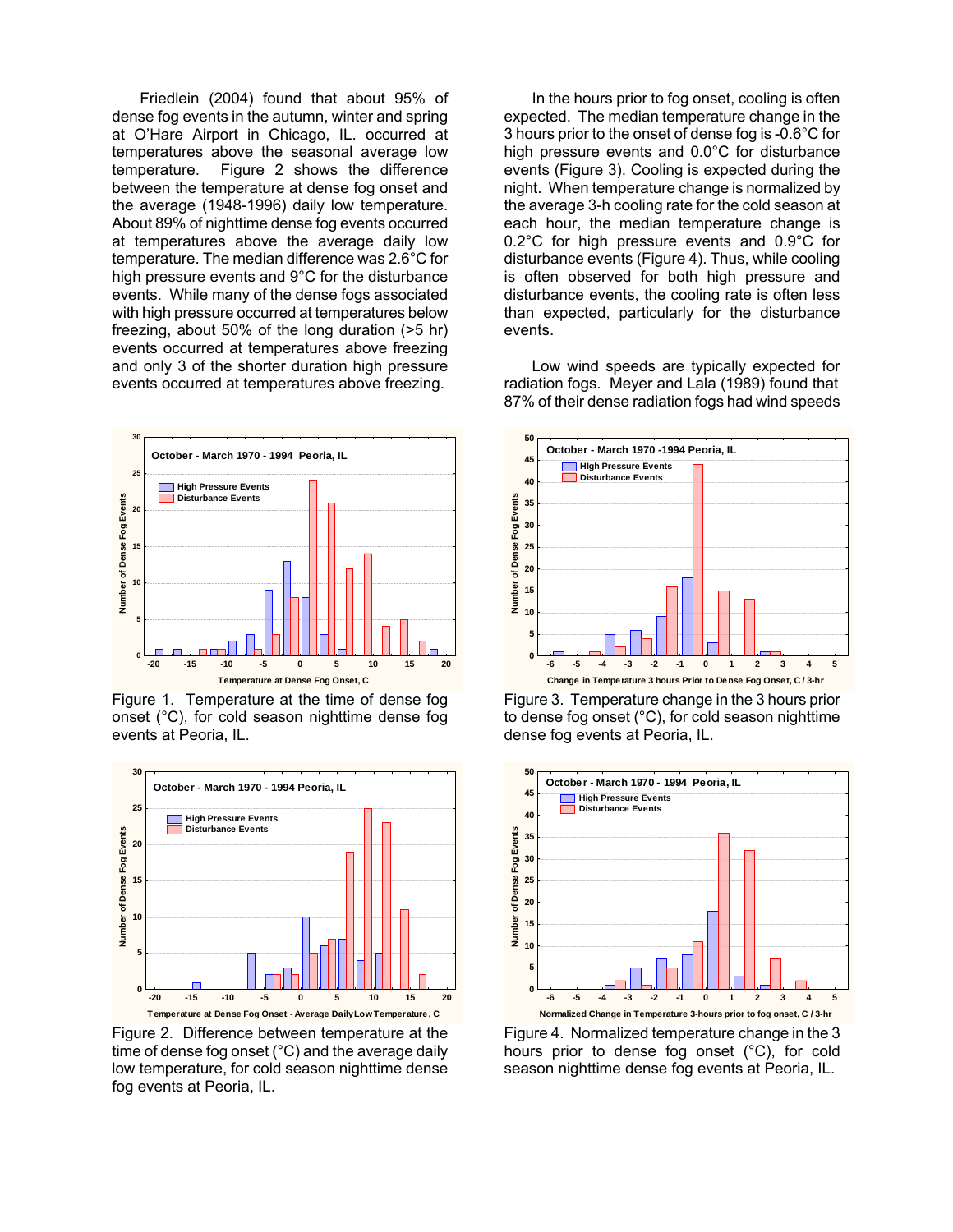Friedlein (2004) found that about 95% of dense fog events in the autumn, winter and spring at O'Hare Airport in Chicago, IL. occurred at temperatures above the seasonal average low temperature. Figure 2 shows the difference between the temperature at dense fog onset and the average (1948-1996) daily low temperature. About 89% of nighttime dense fog events occurred at temperatures above the average daily low temperature. The median difference was 2.6°C for high pressure events and 9°C for the disturbance events. While many of the dense fogs associated with high pressure occurred at temperatures below freezing, about 50% of the long duration (>5 hr) events occurred at temperatures above freezing and only 3 of the shorter duration high pressure events occurred at temperatures above freezing.

October - March 1970 - 1994 Peoria, IL
High Pressure Events
Disturbance Events
Number of Dense Fog Events
Temperature at Dense Fog Onset, C
0 5 10 15 20 25 30
-20 -15 -10 -5 0 5 10 15 20

Figure 1. Temperature at the time of dense fog onset (°C), for cold season nighttime dense fog events at Peoria, IL.

October - March 1970 - 1994 Peoria, IL
High Pressure Events
Disturbance Events
Number of Dense Fog Events
Temperature at Dense Fog Onset - Average Daily Low Temperature, C
0 5 10 15 20 25 30
-20 -15 -10 -5 0 5 10 15 20

Figure 2. Difference between temperature at the time of dense fog onset (°C) and the average daily low temperature, for cold season nighttime dense fog events at Peoria, IL.

In the hours prior to fog onset, cooling is often expected. The median temperature change in the 3 hours prior to the onset of dense fog is -0.6°C for high pressure events and 0.0°C for disturbance events (Figure 3). Cooling is expected during the night. When temperature change is normalized by the average 3-h cooling rate for the cold season at each hour, the median temperature change is 0.2°C for high pressure events and 0.9°C for disturbance events (Figure 4). Thus, while cooling is often observed for both high pressure and disturbance events, the cooling rate is often less than expected, particularly for the disturbance events.

Low wind speeds are typically expected for radiation fogs. Meyer and Lala (1989) found that 87% of their dense radiation fogs had wind speeds

October - March 1970 -1994 Peoria, IL
High Pressure Events
Disturbance Events
Number of Dense Fog Events
Change in Temperature 3 hours Prior to Dense Fog Onset, C / 3-hr
0 5 10 15 20 25 30 35 40 45 50
-6 -5 -4 -3 -2 -1 0 1 2 3 4 5

Figure 3. Temperature change in the 3 hours prior to dense fog onset (°C), for cold season nighttime dense fog events at Peoria, IL.

October - March 1970 - 1994 Peoria, IL
High Pressure Events
Disturbance Events
Number of Dense Fog Events
Normalized Change in Temperature 3-hours prior to fog onset, C / 3-hr
0 5 10 15 20 25 30 35 40 45 50
-6 -5 -4 -3 -2 -1 0 1 2 3 4 5

Figure 4. Normalized temperature change in the 3 hours prior to dense fog onset (°C), for cold season nighttime dense fog events at Peoria, IL.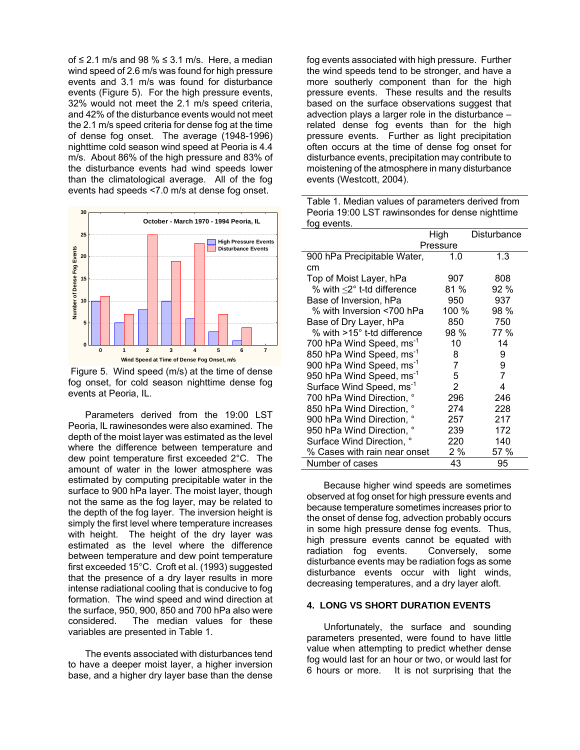of ≤ 2.1 m/s and 98 % ≤ 3.1 m/s. Here, a median wind speed of 2.6 m/s was found for high pressure events and 3.1 m/s was found for disturbance events (Figure 5). For the high pressure events, 32% would not meet the 2.1 m/s speed criteria, and 42% of the disturbance events would not meet the 2.1 m/s speed criteria for dense fog at the time of dense fog onset. The average (1948-1996) nighttime cold season wind speed at Peoria is 4.4 m/s. About 86% of the high pressure and 83% of the disturbance events had wind speeds lower than the climatological average. All of the fog events had speeds <7.0 m/s at dense fog onset.

Figure 5. Wind speed (m/s) at the time of dense fog onset, for cold season nighttime dense fog events at Peoria, IL.

Parameters derived from the 19:00 LST Peoria, IL rawinesondes were also examined. The depth of the moist layer was estimated as the level where the difference between temperature and dew point temperature first exceeded 2°C. The amount of water in the lower atmosphere was estimated by computing precipitable water in the surface to 900 hPa layer. The moist layer, though not the same as the fog layer, may be related to the depth of the fog layer. The inversion height is simply the first level where temperature increases with height. The height of the dry layer was estimated as the level where the difference between temperature and dew point temperature first exceeded 15°C. Croft et al. (1993) suggested that the presence of a dry layer results in more intense radiational cooling that is conducive to fog formation. The wind speed and wind direction at the surface, 950, 900, 850 and 700 hPa also were considered. The median values for these variables are presented in Table 1.

The events associated with disturbances tend to have a deeper moist layer, a higher inversion base, and a higher dry layer base than the dense fog events associated with high pressure. Further the wind speeds tend to be stronger, and have a more southerly component than for the high pressure events. These results and the results based on the surface observations suggest that advection plays a larger role in the disturbance – related dense fog events than for the high pressure events. Further as light precipitation often occurs at the time of dense fog onset for disturbance events, precipitation may contribute to moistening of the atmosphere in many disturbance events (Westcott, 2004).

Table 1. Median values of parameters derived from Peoria 19:00 LST rawinsondes for dense nighttime fog events.

| | High Pressure | Disturbance |
|---|---|---|
| 900 hPa Precipitable Water, cm | 1.0 | 1.3 |
| Top of Moist Layer, hPa | 907 | 808 |
| % with ≤2° t-td difference | 81 % | 92 % |
| Base of Inversion, hPa | 950 | 937 |
| % with Inversion <700 hPa | 100 % | 98 % |
| Base of Dry Layer, hPa | 850 | 750 |
| % with >15° t-td difference | 98 % | 77 % |
| 700 hPa Wind Speed, $ms^{-1}$ | 10 | 14 |
| 850 hPa Wind Speed, $ms^{-1}$ | 8 | 9 |
| 900 hPa Wind Speed, $ms^{-1}$ | 7 | 9 |
| 950 hPa Wind Speed, $ms^{-1}$ | 5 | 7 |
| Surface Wind Speed, $ms^{-1}$ | 2 | 4 |
| 700 hPa Wind Direction, ° | 296 | 246 |
| 850 hPa Wind Direction, ° | 274 | 228 |
| 900 hPa Wind Direction, ° | 257 | 217 |
| 950 hPa Wind Direction, ° | 239 | 172 |
| Surface Wind Direction, ° | 220 | 140 |
| % Cases with rain near onset | 2 % | 57 % |
| Number of cases | 43 | 95 |

Because higher wind speeds are sometimes observed at fog onset for high pressure events and because temperature sometimes increases prior to the onset of dense fog, advection probably occurs in some high pressure dense fog events. Thus, high pressure events cannot be equated with radiation fog events. Conversely, some disturbance events may be radiation fogs as some disturbance events occur with light winds, decreasing temperatures, and a dry layer aloft.

## 4. LONG VS SHORT DURATION EVENTS

Unfortunately, the surface and sounding parameters presented, were found to have little value when attempting to predict whether dense fog would last for an hour or two, or would last for 6 hours or more. It is not surprising that the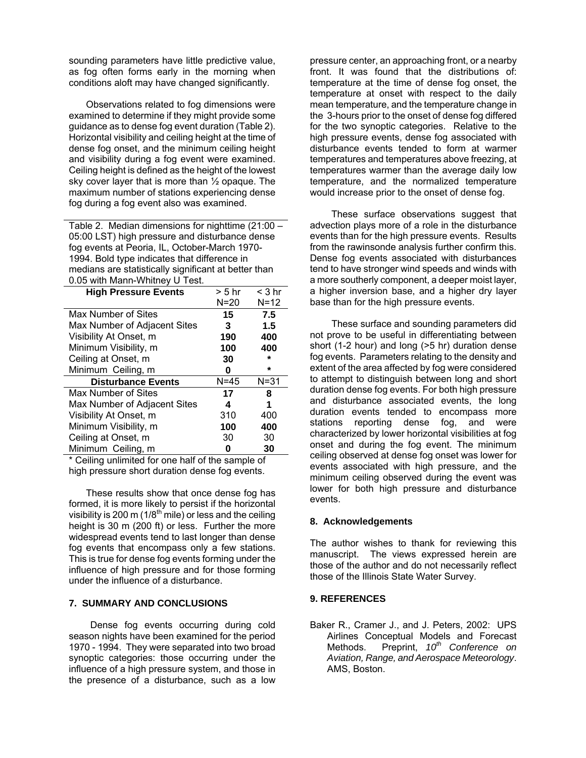sounding parameters have little predictive value, as fog often forms early in the morning when conditions aloft may have changed significantly.

Observations related to fog dimensions were examined to determine if they might provide some guidance as to dense fog event duration (Table 2). Horizontal visibility and ceiling height at the time of dense fog onset, and the minimum ceiling height and visibility during a fog event were examined. Ceiling height is defined as the height of the lowest sky cover layer that is more than ½ opaque. The maximum number of stations experiencing dense fog during a fog event also was examined.

Table 2. Median dimensions for nighttime (21:00 – 05:00 LST) high pressure and disturbance dense fog events at Peoria, IL, October-March 1970-1994. Bold type indicates that difference in medians are statistically significant at better than 0.05 with Mann-Whitney U Test.

| High Pressure Events | > 5 hr N=20 | < 3 hr N=12 |
|---|---|---|
| Max Number of Sites | **15** | **7.5** |
| Max Number of Adjacent Sites | **3** | **1.5** |
| Visibility At Onset, m | **190** | **400** |
| Minimum Visibility, m | **100** | **400** |
| Ceiling at Onset, m | **30** | * |
| Minimum Ceiling, m | **0** | * |
| **Disturbance Events** | N=45 | N=31 |
| Max Number of Sites | **17** | **8** |
| Max Number of Adjacent Sites | **4** | **1** |
| Visibility At Onset, m | 310 | 400 |
| Minimum Visibility, m | **100** | **400** |
| Ceiling at Onset, m | 30 | 30 |
| Minimum Ceiling, m | **0** | **30** |

* Ceiling unlimited for one half of the sample of high pressure short duration dense fog events.

These results show that once dense fog has formed, it is more likely to persist if the horizontal visibility is 200 m (1/8th mile) or less and the ceiling height is 30 m (200 ft) or less. Further the more widespread events tend to last longer than dense fog events that encompass only a few stations. This is true for dense fog events forming under the influence of high pressure and for those forming under the influence of a disturbance.

## 7. SUMMARY AND CONCLUSIONS

Dense fog events occurring during cold season nights have been examined for the period 1970 - 1994. They were separated into two broad synoptic categories: those occurring under the influence of a high pressure system, and those in the presence of a disturbance, such as a low pressure center, an approaching front, or a nearby front. It was found that the distributions of: temperature at the time of dense fog onset, the temperature at onset with respect to the daily mean temperature, and the temperature change in the 3-hours prior to the onset of dense fog differed for the two synoptic categories. Relative to the high pressure events, dense fog associated with disturbance events tended to form at warmer temperatures and temperatures above freezing, at temperatures warmer than the average daily low temperature, and the normalized temperature would increase prior to the onset of dense fog.

These surface observations suggest that advection plays more of a role in the disturbance events than for the high pressure events. Results from the rawinsonde analysis further confirm this. Dense fog events associated with disturbances tend to have stronger wind speeds and winds with a more southerly component, a deeper moist layer, a higher inversion base, and a higher dry layer base than for the high pressure events.

These surface and sounding parameters did not prove to be useful in differentiating between short (1-2 hour) and long (>5 hr) duration dense fog events. Parameters relating to the density and extent of the area affected by fog were considered to attempt to distinguish between long and short duration dense fog events. For both high pressure and disturbance associated events, the long duration events tended to encompass more stations reporting dense fog, and were characterized by lower horizontal visibilities at fog onset and during the fog event. The minimum ceiling observed at dense fog onset was lower for events associated with high pressure, and the minimum ceiling observed during the event was lower for both high pressure and disturbance events.

## 8. Acknowledgements

The author wishes to thank for reviewing this manuscript. The views expressed herein are those of the author and do not necessarily reflect those of the Illinois State Water Survey.

## 9. REFERENCES

Baker R., Cramer J., and J. Peters, 2002: UPS Airlines Conceptual Models and Forecast Methods. Preprint, *10th Conference on Aviation, Range, and Aerospace Meteorology*. AMS, Boston.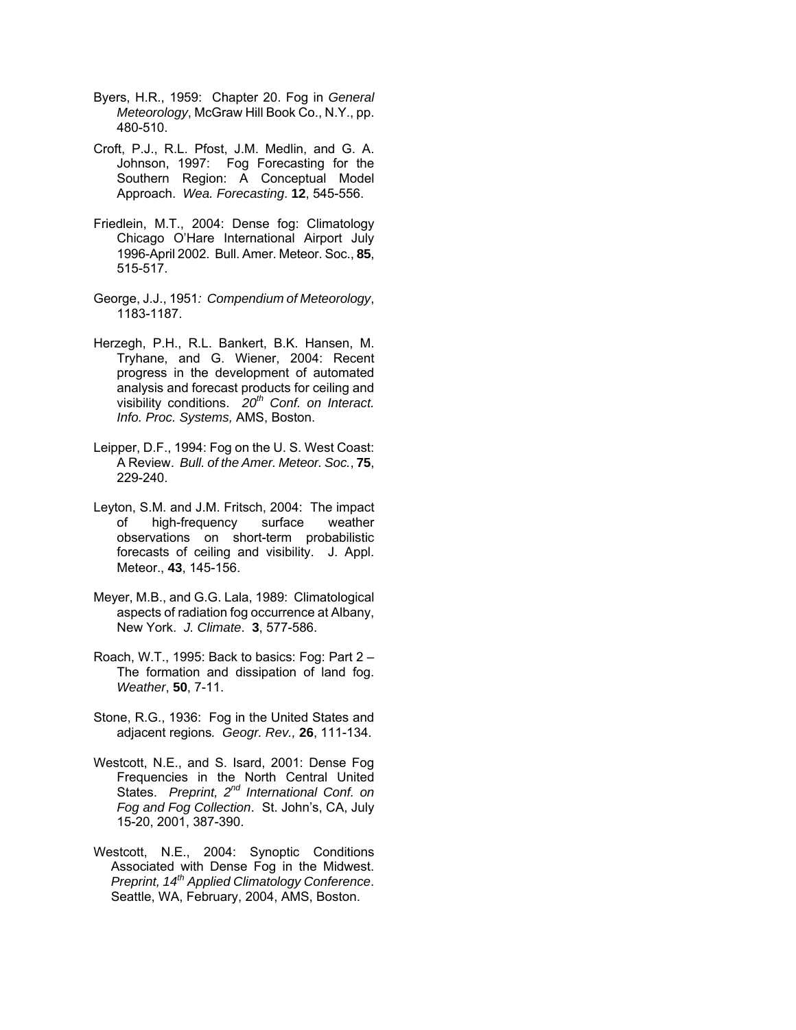Byers, H.R., 1959: Chapter 20. Fog in *General Meteorology*, McGraw Hill Book Co., N.Y., pp. 480-510.

Croft, P.J., R.L. Pfost, J.M. Medlin, and G. A. Johnson, 1997: Fog Forecasting for the Southern Region: A Conceptual Model Approach. *Wea. Forecasting*. **12**, 545-556.

Friedlein, M.T., 2004: Dense fog: Climatology Chicago O'Hare International Airport July 1996-April 2002. Bull. Amer. Meteor. Soc., **85**, 515-517.

George, J.J., 1951*: Compendium of Meteorology*, 1183-1187.

Herzegh, P.H., R.L. Bankert, B.K. Hansen, M. Tryhane, and G. Wiener, 2004: Recent progress in the development of automated analysis and forecast products for ceiling and visibility conditions. *20th Conf. on Interact. Info. Proc. Systems,* AMS, Boston.

Leipper, D.F., 1994: Fog on the U. S. West Coast: A Review. *Bull. of the Amer. Meteor. Soc.*, **75**, 229-240.

Leyton, S.M. and J.M. Fritsch, 2004: The impact of high-frequency surface weather observations on short-term probabilistic forecasts of ceiling and visibility. J. Appl. Meteor., **43**, 145-156.

Meyer, M.B., and G.G. Lala, 1989: Climatological aspects of radiation fog occurrence at Albany, New York. *J. Climate*. **3**, 577-586.

Roach, W.T., 1995: Back to basics: Fog: Part 2 – The formation and dissipation of land fog. *Weather*, **50**, 7-11.

Stone, R.G., 1936: Fog in the United States and adjacent regions*. Geogr. Rev.,* **26**, 111-134.

Westcott, N.E., and S. Isard, 2001: Dense Fog Frequencies in the North Central United States. *Preprint, 2nd International Conf. on Fog and Fog Collection*. St. John's, CA, July 15-20, 2001, 387-390.

Westcott, N.E., 2004: Synoptic Conditions Associated with Dense Fog in the Midwest. *Preprint, 14th Applied Climatology Conference*. Seattle, WA, February, 2004, AMS, Boston.